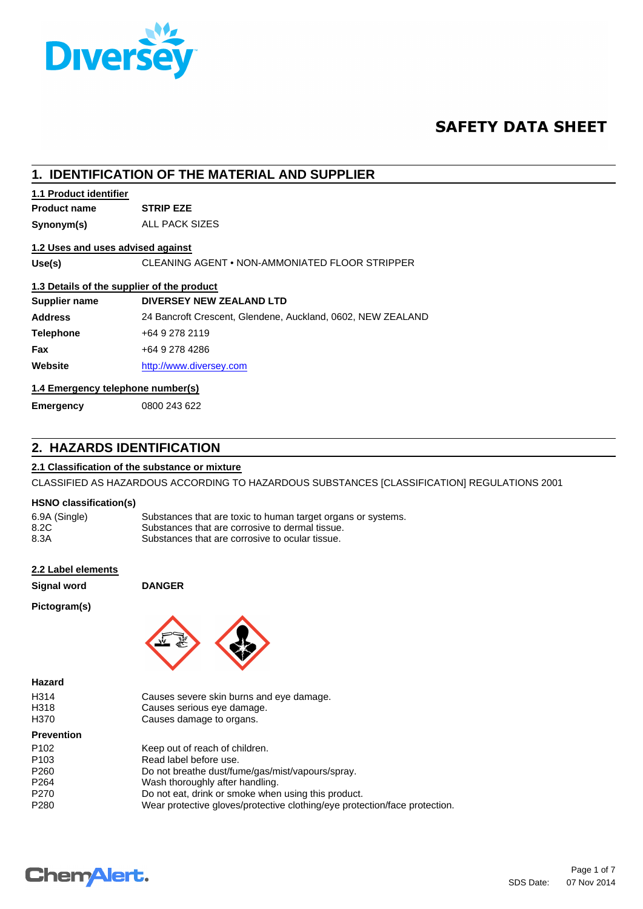# SAFETY DATA SHEET

## 1. IDENTIFICATION OF THE MATERIAL AND SUPPLIER

### 1.1 Product identifier

| | |
|---|---|
| **Product name** | **STRIP EZE** |
| **Synonym(s)** | ALL PACK SIZES |

### 1.2 Uses and uses advised against

| | |
|---|---|
| **Use(s)** | CLEANING AGENT • NON-AMMONIATED FLOOR STRIPPER |

### 1.3 Details of the supplier of the product

| | |
|---|---|
| **Supplier name** | **DIVERSEY NEW ZEALAND LTD** |
| **Address** | 24 Bancroft Crescent, Glendene, Auckland, 0602, NEW ZEALAND |
| **Telephone** | +64 9 278 2119 |
| **Fax** | +64 9 278 4286 |
| **Website** | http://www.diversey.com |

### 1.4 Emergency telephone number(s)

| | |
|---|---|
| **Emergency** | 0800 243 622 |

## 2. HAZARDS IDENTIFICATION

### 2.1 Classification of the substance or mixture

CLASSIFIED AS HAZARDOUS ACCORDING TO HAZARDOUS SUBSTANCES [CLASSIFICATION] REGULATIONS 2001

**HSNO classification(s)**

| | |
|---|---|
| 6.9A (Single) | Substances that are toxic to human target organs or systems. |
| 8.2C | Substances that are corrosive to dermal tissue. |
| 8.3A | Substances that are corrosive to ocular tissue. |

### 2.2 Label elements

| | |
|---|---|
| **Signal word** | **DANGER** |

**Pictogram(s)**

**Hazard**

| | |
|---|---|
| H314 | Causes severe skin burns and eye damage. |
| H318 | Causes serious eye damage. |
| H370 | Causes damage to organs. |

**Prevention**

| | |
|---|---|
| P102 | Keep out of reach of children. |
| P103 | Read label before use. |
| P260 | Do not breathe dust/fume/gas/mist/vapours/spray. |
| P264 | Wash thoroughly after handling. |
| P270 | Do not eat, drink or smoke when using this product. |
| P280 | Wear protective gloves/protective clothing/eye protection/face protection. |

SDS Date: 07 Nov 2014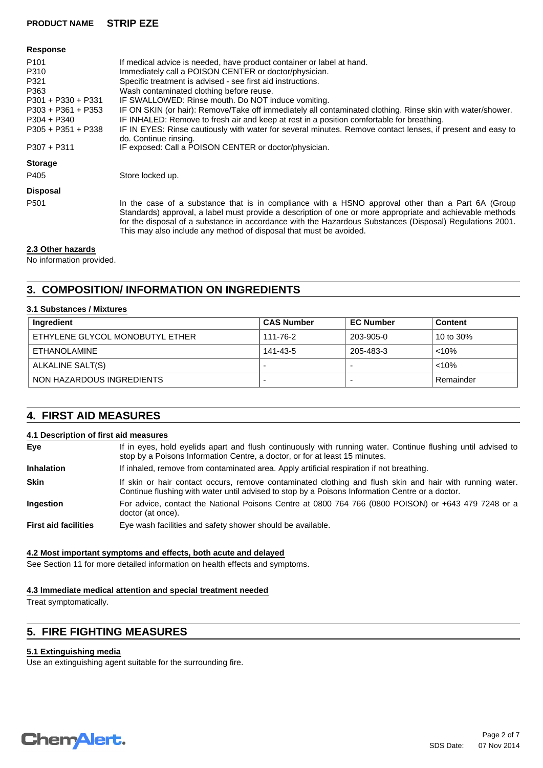**Response**

| | |
|---|---|
| P101 | If medical advice is needed, have product container or label at hand. |
| P310 | Immediately call a POISON CENTER or doctor/physician. |
| P321 | Specific treatment is advised - see first aid instructions. |
| P363 | Wash contaminated clothing before reuse. |
| P301 + P330 + P331 | IF SWALLOWED: Rinse mouth. Do NOT induce vomiting. |
| P303 + P361 + P353 | IF ON SKIN (or hair): Remove/Take off immediately all contaminated clothing. Rinse skin with water/shower. |
| P304 + P340 | IF INHALED: Remove to fresh air and keep at rest in a position comfortable for breathing. |
| P305 + P351 + P338 | IF IN EYES: Rinse cautiously with water for several minutes. Remove contact lenses, if present and easy to do. Continue rinsing. |
| P307 + P311 | IF exposed: Call a POISON CENTER or doctor/physician. |

**Storage**

| | |
|---|---|
| P405 | Store locked up. |

**Disposal**

| | |
|---|---|
| P501 | In the case of a substance that is in compliance with a HSNO approval other than a Part 6A (Group Standards) approval, a label must provide a description of one or more appropriate and achievable methods for the disposal of a substance in accordance with the Hazardous Substances (Disposal) Regulations 2001. This may also include any method of disposal that must be avoided. |

### 2.3 Other hazards

No information provided.

## 3. COMPOSITION/ INFORMATION ON INGREDIENTS

### 3.1 Substances / Mixtures

| Ingredient | CAS Number | EC Number | Content |
|---|---|---|---|
| ETHYLENE GLYCOL MONOBUTYL ETHER | 111-76-2 | 203-905-0 | 10 to 30% |
| ETHANOLAMINE | 141-43-5 | 205-483-3 | <10% |
| ALKALINE SALT(S) | - | - | <10% |
| NON HAZARDOUS INGREDIENTS | - | - | Remainder |

## 4. FIRST AID MEASURES

### 4.1 Description of first aid measures

| | |
|---|---|
| **Eye** | If in eyes, hold eyelids apart and flush continuously with running water. Continue flushing until advised to stop by a Poisons Information Centre, a doctor, or for at least 15 minutes. |
| **Inhalation** | If inhaled, remove from contaminated area. Apply artificial respiration if not breathing. |
| **Skin** | If skin or hair contact occurs, remove contaminated clothing and flush skin and hair with running water. Continue flushing with water until advised to stop by a Poisons Information Centre or a doctor. |
| **Ingestion** | For advice, contact the National Poisons Centre at 0800 764 766 (0800 POISON) or +643 479 7248 or a doctor (at once). |
| **First aid facilities** | Eye wash facilities and safety shower should be available. |

### 4.2 Most important symptoms and effects, both acute and delayed

See Section 11 for more detailed information on health effects and symptoms.

### 4.3 Immediate medical attention and special treatment needed

Treat symptomatically.

## 5. FIRE FIGHTING MEASURES

### 5.1 Extinguishing media

Use an extinguishing agent suitable for the surrounding fire.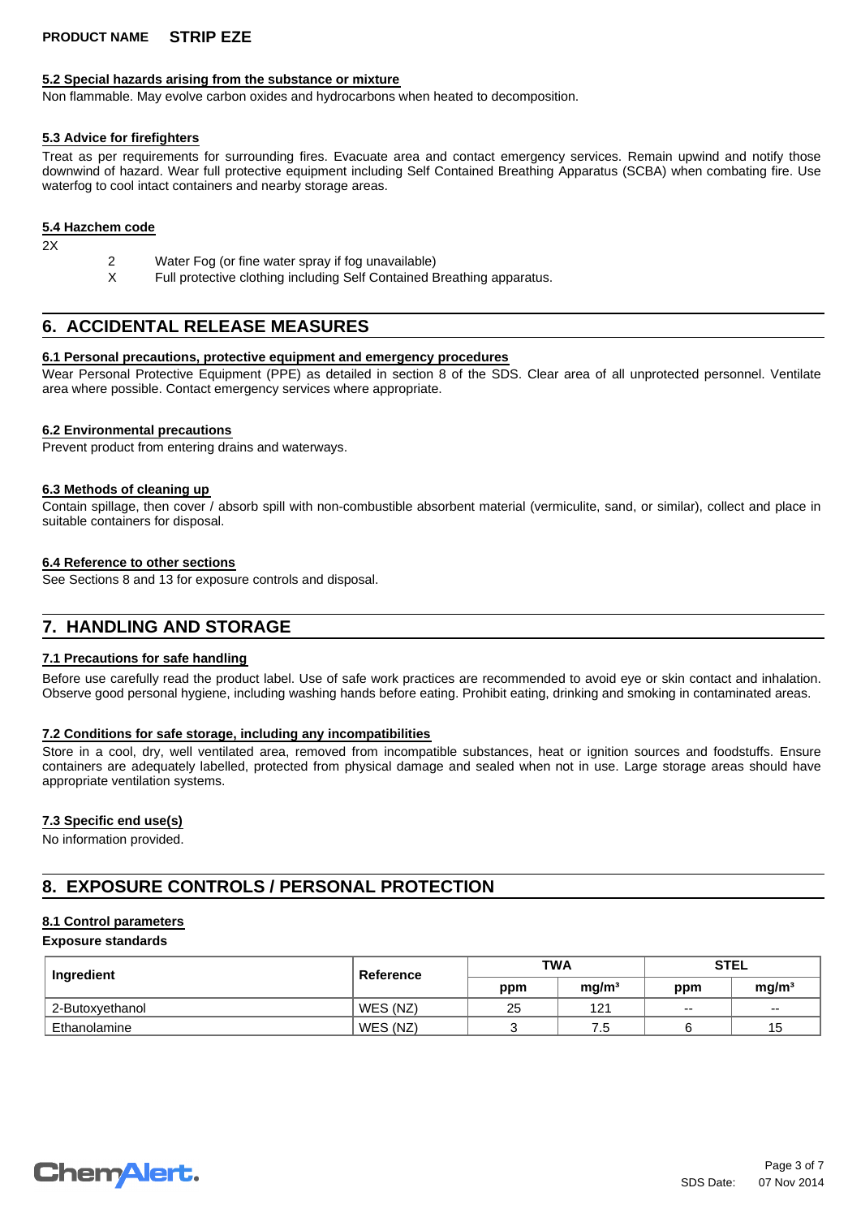#### 5.2 Special hazards arising from the substance or mixture

Non flammable. May evolve carbon oxides and hydrocarbons when heated to decomposition.

#### 5.3 Advice for firefighters

Treat as per requirements for surrounding fires. Evacuate area and contact emergency services. Remain upwind and notify those downwind of hazard. Wear full protective equipment including Self Contained Breathing Apparatus (SCBA) when combating fire. Use waterfog to cool intact containers and nearby storage areas.

#### 5.4 Hazchem code

2X

- 2 Water Fog (or fine water spray if fog unavailable)
- X Full protective clothing including Self Contained Breathing apparatus.

## 6. ACCIDENTAL RELEASE MEASURES

#### 6.1 Personal precautions, protective equipment and emergency procedures

Wear Personal Protective Equipment (PPE) as detailed in section 8 of the SDS. Clear area of all unprotected personnel. Ventilate area where possible. Contact emergency services where appropriate.

#### 6.2 Environmental precautions

Prevent product from entering drains and waterways.

#### 6.3 Methods of cleaning up

Contain spillage, then cover / absorb spill with non-combustible absorbent material (vermiculite, sand, or similar), collect and place in suitable containers for disposal.

#### 6.4 Reference to other sections

See Sections 8 and 13 for exposure controls and disposal.

## 7. HANDLING AND STORAGE

#### 7.1 Precautions for safe handling

Before use carefully read the product label. Use of safe work practices are recommended to avoid eye or skin contact and inhalation. Observe good personal hygiene, including washing hands before eating. Prohibit eating, drinking and smoking in contaminated areas.

#### 7.2 Conditions for safe storage, including any incompatibilities

Store in a cool, dry, well ventilated area, removed from incompatible substances, heat or ignition sources and foodstuffs. Ensure containers are adequately labelled, protected from physical damage and sealed when not in use. Large storage areas should have appropriate ventilation systems.

#### 7.3 Specific end use(s)

No information provided.

## 8. EXPOSURE CONTROLS / PERSONAL PROTECTION

#### 8.1 Control parameters

**Exposure standards**

| Ingredient | Reference | TWA | | STEL | |
|---|---|---|---|---|---|
| | | ppm | mg/m³ | ppm | mg/m³ |
| 2-Butoxyethanol | WES (NZ) | 25 | 121 | -- | -- |
| Ethanolamine | WES (NZ) | 3 | 7.5 | 6 | 15 |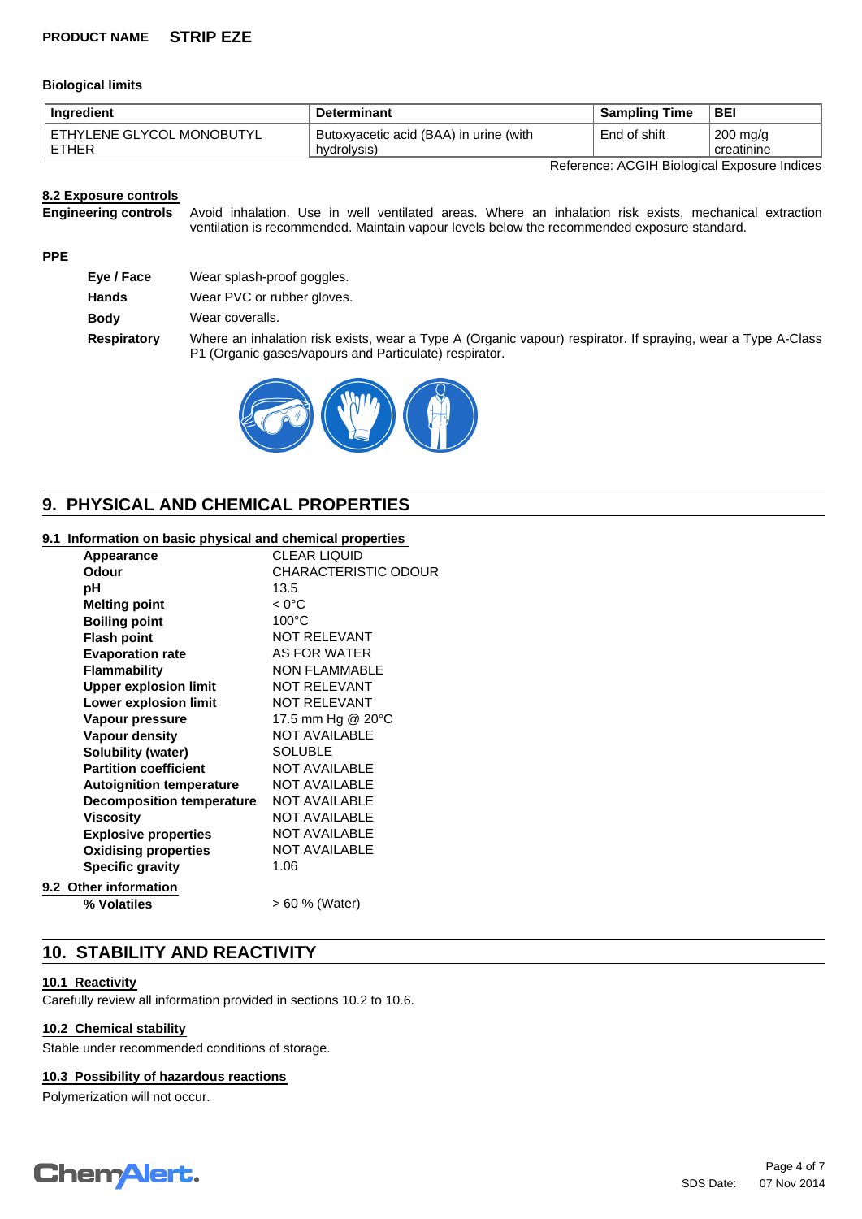**Biological limits**

| Ingredient | Determinant | Sampling Time | BEI |
|---|---|---|---|
| ETHYLENE GLYCOL MONOBUTYL ETHER | Butoxyacetic acid (BAA) in urine (with hydrolysis) | End of shift | 200 mg/g creatinine |

Reference: ACGIH Biological Exposure Indices

### 8.2 Exposure controls

**Engineering controls** Avoid inhalation. Use in well ventilated areas. Where an inhalation risk exists, mechanical extraction ventilation is recommended. Maintain vapour levels below the recommended exposure standard.

**PPE**

- **Eye / Face** Wear splash-proof goggles.
- **Hands** Wear PVC or rubber gloves.
- **Body** Wear coveralls.
- **Respiratory** Where an inhalation risk exists, wear a Type A (Organic vapour) respirator. If spraying, wear a Type A-Class P1 (Organic gases/vapours and Particulate) respirator.

## 9. PHYSICAL AND CHEMICAL PROPERTIES

### 9.1 Information on basic physical and chemical properties

| | |
|---|---|
| **Appearance** | CLEAR LIQUID |
| **Odour** | CHARACTERISTIC ODOUR |
| **pH** | 13.5 |
| **Melting point** | < 0°C |
| **Boiling point** | 100°C |
| **Flash point** | NOT RELEVANT |
| **Evaporation rate** | AS FOR WATER |
| **Flammability** | NON FLAMMABLE |
| **Upper explosion limit** | NOT RELEVANT |
| **Lower explosion limit** | NOT RELEVANT |
| **Vapour pressure** | 17.5 mm Hg @ 20°C |
| **Vapour density** | NOT AVAILABLE |
| **Solubility (water)** | SOLUBLE |
| **Partition coefficient** | NOT AVAILABLE |
| **Autoignition temperature** | NOT AVAILABLE |
| **Decomposition temperature** | NOT AVAILABLE |
| **Viscosity** | NOT AVAILABLE |
| **Explosive properties** | NOT AVAILABLE |
| **Oxidising properties** | NOT AVAILABLE |
| **Specific gravity** | 1.06 |

### 9.2 Other information

| | |
|---|---|
| **% Volatiles** | > 60 % (Water) |

## 10. STABILITY AND REACTIVITY

### 10.1 Reactivity

Carefully review all information provided in sections 10.2 to 10.6.

### 10.2 Chemical stability

Stable under recommended conditions of storage.

### 10.3 Possibility of hazardous reactions

Polymerization will not occur.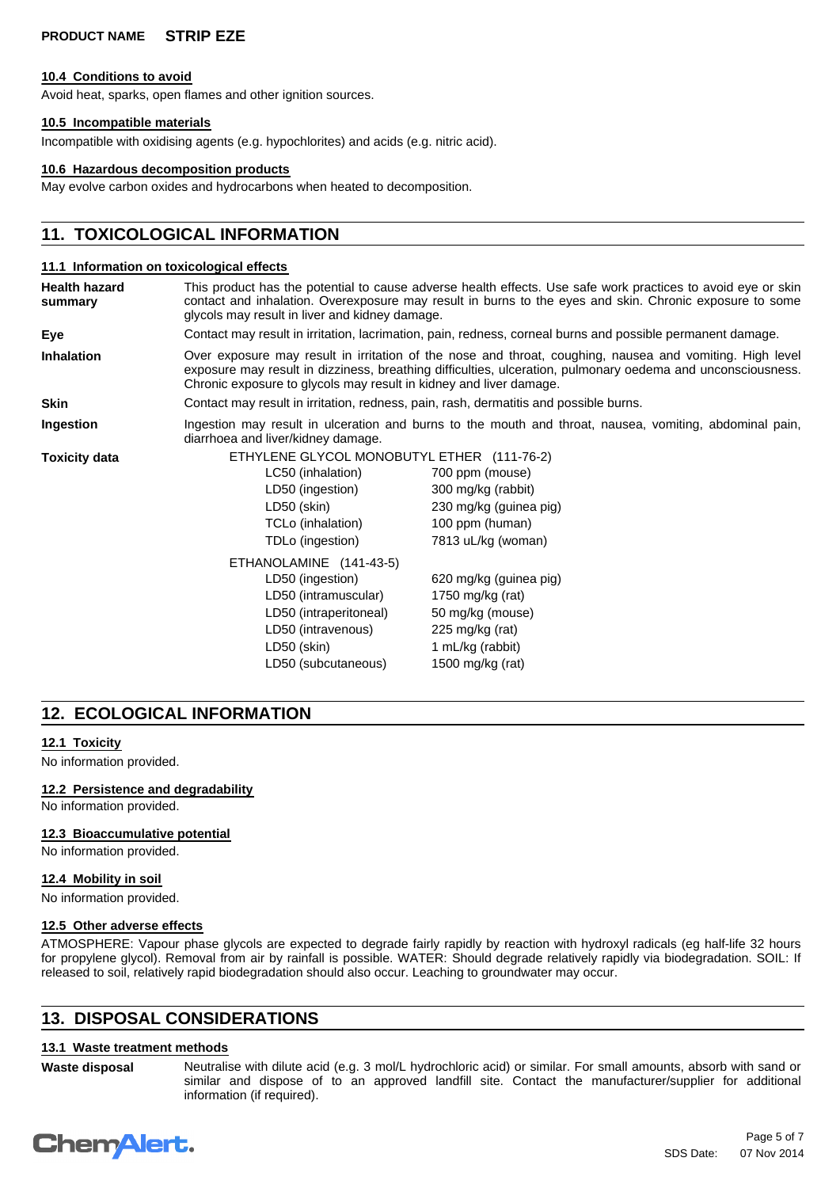#### 10.4 Conditions to avoid

Avoid heat, sparks, open flames and other ignition sources.

#### 10.5 Incompatible materials

Incompatible with oxidising agents (e.g. hypochlorites) and acids (e.g. nitric acid).

#### 10.6 Hazardous decomposition products

May evolve carbon oxides and hydrocarbons when heated to decomposition.

## 11. TOXICOLOGICAL INFORMATION

#### 11.1 Information on toxicological effects

**Health hazard summary** This product has the potential to cause adverse health effects. Use safe work practices to avoid eye or skin contact and inhalation. Overexposure may result in burns to the eyes and skin. Chronic exposure to some glycols may result in liver and kidney damage.

**Eye** Contact may result in irritation, lacrimation, pain, redness, corneal burns and possible permanent damage.

**Inhalation** Over exposure may result in irritation of the nose and throat, coughing, nausea and vomiting. High level exposure may result in dizziness, breathing difficulties, ulceration, pulmonary oedema and unconsciousness. Chronic exposure to glycols may result in kidney and liver damage.

**Skin** Contact may result in irritation, redness, pain, rash, dermatitis and possible burns.

**Ingestion** Ingestion may result in ulceration and burns to the mouth and throat, nausea, vomiting, abdominal pain, diarrhoea and liver/kidney damage.

**Toxicity data**

ETHYLENE GLYCOL MONOBUTYL ETHER (111-76-2)

| | |
|---|---|
| LC50 (inhalation) | 700 ppm (mouse) |
| LD50 (ingestion) | 300 mg/kg (rabbit) |
| LD50 (skin) | 230 mg/kg (guinea pig) |
| TCLo (inhalation) | 100 ppm (human) |
| TDLo (ingestion) | 7813 uL/kg (woman) |

ETHANOLAMINE (141-43-5)

| | |
|---|---|
| LD50 (ingestion) | 620 mg/kg (guinea pig) |
| LD50 (intramuscular) | 1750 mg/kg (rat) |
| LD50 (intraperitoneal) | 50 mg/kg (mouse) |
| LD50 (intravenous) | 225 mg/kg (rat) |
| LD50 (skin) | 1 mL/kg (rabbit) |
| LD50 (subcutaneous) | 1500 mg/kg (rat) |

## 12. ECOLOGICAL INFORMATION

#### 12.1 Toxicity

No information provided.

#### 12.2 Persistence and degradability

No information provided.

#### 12.3 Bioaccumulative potential

No information provided.

#### 12.4 Mobility in soil

No information provided.

#### 12.5 Other adverse effects

ATMOSPHERE: Vapour phase glycols are expected to degrade fairly rapidly by reaction with hydroxyl radicals (eg half-life 32 hours for propylene glycol). Removal from air by rainfall is possible. WATER: Should degrade relatively rapidly via biodegradation. SOIL: If released to soil, relatively rapid biodegradation should also occur. Leaching to groundwater may occur.

## 13. DISPOSAL CONSIDERATIONS

#### 13.1 Waste treatment methods

**Waste disposal** Neutralise with dilute acid (e.g. 3 mol/L hydrochloric acid) or similar. For small amounts, absorb with sand or similar and dispose of to an approved landfill site. Contact the manufacturer/supplier for additional information (if required).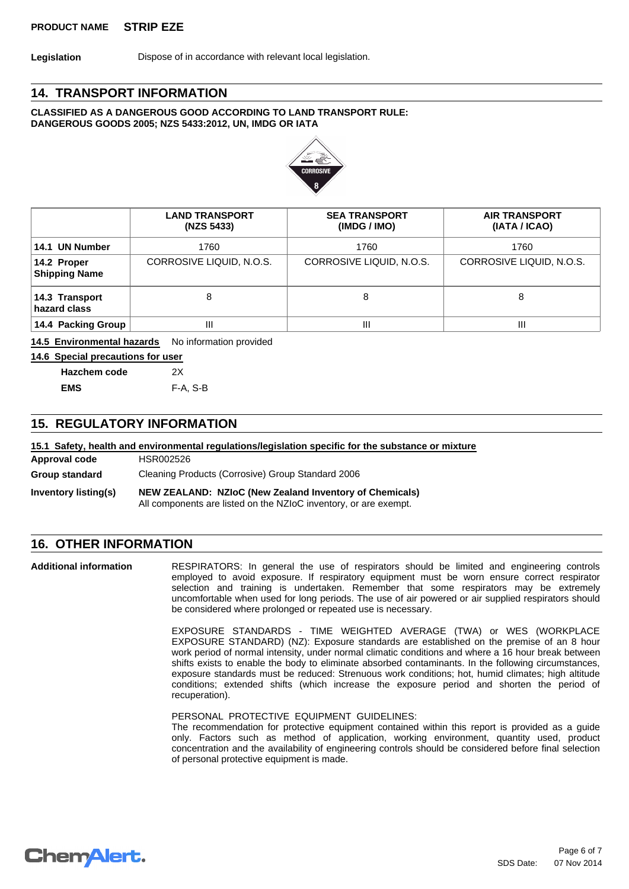**Legislation** Dispose of in accordance with relevant local legislation.

## 14. TRANSPORT INFORMATION

**CLASSIFIED AS A DANGEROUS GOOD ACCORDING TO LAND TRANSPORT RULE: DANGEROUS GOODS 2005; NZS 5433:2012, UN, IMDG OR IATA**

| | LAND TRANSPORT (NZS 5433) | SEA TRANSPORT (IMDG / IMO) | AIR TRANSPORT (IATA / ICAO) |
|---|---|---|---|
| **14.1 UN Number** | 1760 | 1760 | 1760 |
| **14.2 Proper Shipping Name** | CORROSIVE LIQUID, N.O.S. | CORROSIVE LIQUID, N.O.S. | CORROSIVE LIQUID, N.O.S. |
| **14.3 Transport hazard class** | 8 | 8 | 8 |
| **14.4 Packing Group** | III | III | III |

**14.5 Environmental hazards** No information provided

**14.6 Special precautions for user**

**Hazchem code** 2X

**EMS** F-A, S-B

## 15. REGULATORY INFORMATION

**15.1 Safety, health and environmental regulations/legislation specific for the substance or mixture**

**Approval code** HSR002526

**Group standard** Cleaning Products (Corrosive) Group Standard 2006

**Inventory listing(s)** **NEW ZEALAND: NZIoC (New Zealand Inventory of Chemicals)**
All components are listed on the NZIoC inventory, or are exempt.

## 16. OTHER INFORMATION

**Additional information**

RESPIRATORS: In general the use of respirators should be limited and engineering controls employed to avoid exposure. If respiratory equipment must be worn ensure correct respirator selection and training is undertaken. Remember that some respirators may be extremely uncomfortable when used for long periods. The use of air powered or air supplied respirators should be considered where prolonged or repeated use is necessary.

EXPOSURE STANDARDS - TIME WEIGHTED AVERAGE (TWA) or WES (WORKPLACE EXPOSURE STANDARD) (NZ): Exposure standards are established on the premise of an 8 hour work period of normal intensity, under normal climatic conditions and where a 16 hour break between shifts exists to enable the body to eliminate absorbed contaminants. In the following circumstances, exposure standards must be reduced: Strenuous work conditions; hot, humid climates; high altitude conditions; extended shifts (which increase the exposure period and shorten the period of recuperation).

PERSONAL PROTECTIVE EQUIPMENT GUIDELINES:
The recommendation for protective equipment contained within this report is provided as a guide only. Factors such as method of application, working environment, quantity used, product concentration and the availability of engineering controls should be considered before final selection of personal protective equipment is made.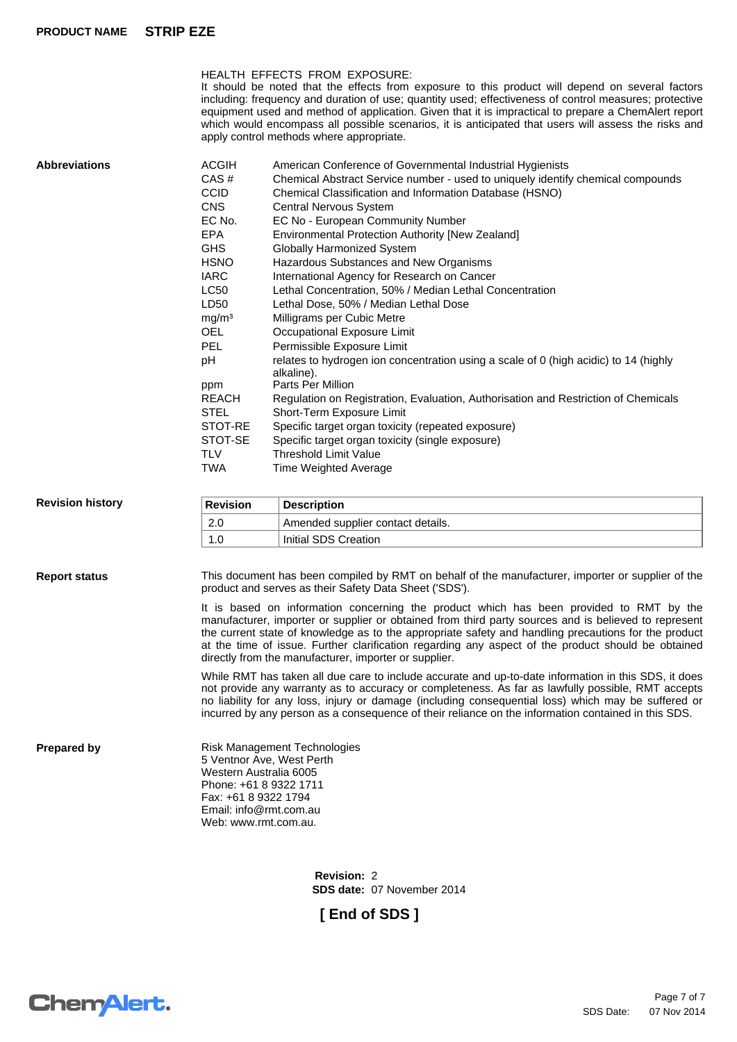HEALTH EFFECTS FROM EXPOSURE:
It should be noted that the effects from exposure to this product will depend on several factors including: frequency and duration of use; quantity used; effectiveness of control measures; protective equipment used and method of application. Given that it is impractical to prepare a ChemAlert report which would encompass all possible scenarios, it is anticipated that users will assess the risks and apply control methods where appropriate.

**Abbreviations**

| | |
|---|---|
| ACGIH | American Conference of Governmental Industrial Hygienists |
| CAS # | Chemical Abstract Service number - used to uniquely identify chemical compounds |
| CCID | Chemical Classification and Information Database (HSNO) |
| CNS | Central Nervous System |
| EC No. | EC No - European Community Number |
| EPA | Environmental Protection Authority [New Zealand] |
| GHS | Globally Harmonized System |
| HSNO | Hazardous Substances and New Organisms |
| IARC | International Agency for Research on Cancer |
| LC50 | Lethal Concentration, 50% / Median Lethal Concentration |
| LD50 | Lethal Dose, 50% / Median Lethal Dose |
| $mg/m^3$ | Milligrams per Cubic Metre |
| OEL | Occupational Exposure Limit |
| PEL | Permissible Exposure Limit |
| pH | relates to hydrogen ion concentration using a scale of 0 (high acidic) to 14 (highly alkaline). |
| ppm | Parts Per Million |
| REACH | Regulation on Registration, Evaluation, Authorisation and Restriction of Chemicals |
| STEL | Short-Term Exposure Limit |
| STOT-RE | Specific target organ toxicity (repeated exposure) |
| STOT-SE | Specific target organ toxicity (single exposure) |
| TLV | Threshold Limit Value |
| TWA | Time Weighted Average |

**Revision history**

| Revision | Description |
|---|---|
| 2.0 | Amended supplier contact details. |
| 1.0 | Initial SDS Creation |

**Report status**

This document has been compiled by RMT on behalf of the manufacturer, importer or supplier of the product and serves as their Safety Data Sheet ('SDS').

It is based on information concerning the product which has been provided to RMT by the manufacturer, importer or supplier or obtained from third party sources and is believed to represent the current state of knowledge as to the appropriate safety and handling precautions for the product at the time of issue. Further clarification regarding any aspect of the product should be obtained directly from the manufacturer, importer or supplier.

While RMT has taken all due care to include accurate and up-to-date information in this SDS, it does not provide any warranty as to accuracy or completeness. As far as lawfully possible, RMT accepts no liability for any loss, injury or damage (including consequential loss) which may be suffered or incurred by any person as a consequence of their reliance on the information contained in this SDS.

**Prepared by**

Risk Management Technologies
5 Ventnor Ave, West Perth
Western Australia 6005
Phone: +61 8 9322 1711
Fax: +61 8 9322 1794
Email: info@rmt.com.au
Web: www.rmt.com.au.

**Revision:** 2
**SDS date:** 07 November 2014

**[ End of SDS ]**